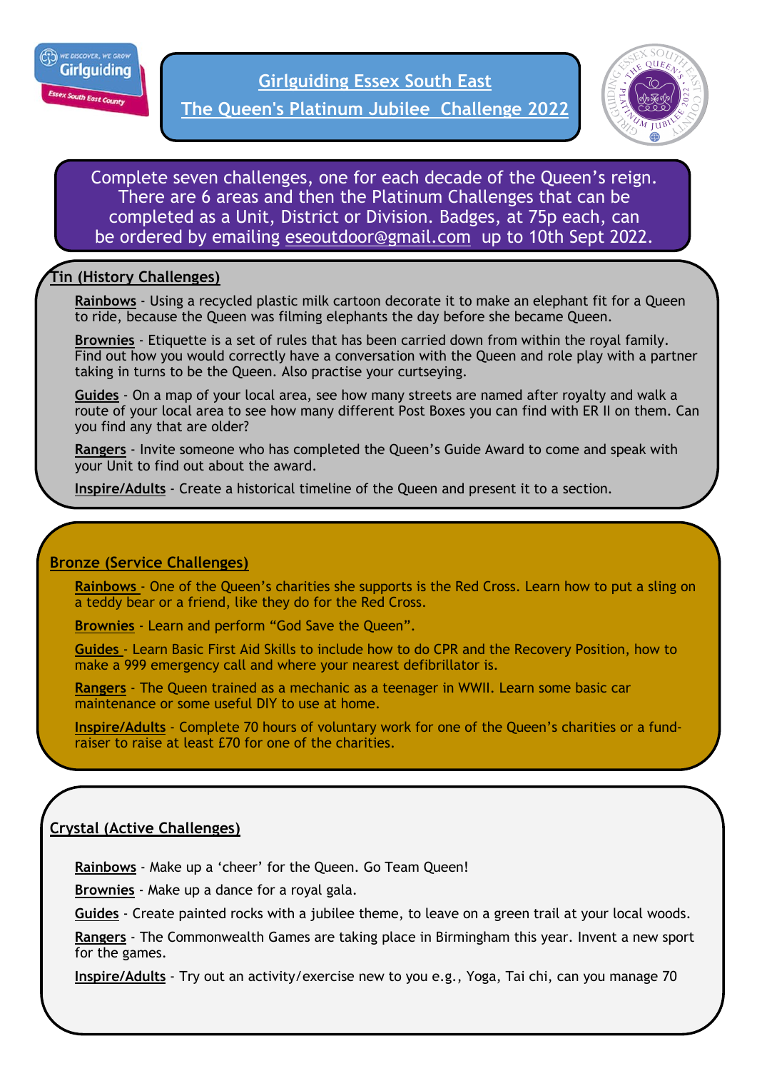# Girlguiding Essex South East

# The Queen's Platinum Jubilee Challenge 2022

Complete seven challenges, one for each decade of the Queen's reign. There are 6 areas and then the Platinum Challenges that can be completed as a Unit, District or Division. Badges, at 75p each, can be ordered by emailing eseoutdoor@gmail.com up to 10th Sept 2022.

## Tin (History Challenges)

**Rainbows** - Using a recycled plastic milk cartoon decorate it to make an elephant fit for a Queen to ride, because the Queen was filming elephants the day before she became Queen.

**Brownies** - Etiquette is a set of rules that has been carried down from within the royal family. Find out how you would correctly have a conversation with the Queen and role play with a partner taking in turns to be the Queen. Also practise your curtseying.

**Guides** - On a map of your local area, see how many streets are named after royalty and walk a route of your local area to see how many different Post Boxes you can find with ER II on them. Can you find any that are older?

**Rangers** - Invite someone who has completed the Queen's Guide Award to come and speak with your Unit to find out about the award.

**Inspire/Adults** - Create a historical timeline of the Queen and present it to a section.

## Bronze (Service Challenges)

**Rainbows** - One of the Queen's charities she supports is the Red Cross. Learn how to put a sling on a teddy bear or a friend, like they do for the Red Cross.

**Brownies** - Learn and perform "God Save the Queen".

**Guides** - Learn Basic First Aid Skills to include how to do CPR and the Recovery Position, how to make a 999 emergency call and where your nearest defibrillator is.

**Rangers** - The Queen trained as a mechanic as a teenager in WWII. Learn some basic car maintenance or some useful DIY to use at home.

**Inspire/Adults** - Complete 70 hours of voluntary work for one of the Queen's charities or a fund-raiser to raise at least £70 for one of the charities.

## Crystal (Active Challenges)

**Rainbows** - Make up a 'cheer' for the Queen. Go Team Queen!

**Brownies** - Make up a dance for a royal gala.

**Guides** - Create painted rocks with a jubilee theme, to leave on a green trail at your local woods.

**Rangers** - The Commonwealth Games are taking place in Birmingham this year. Invent a new sport for the games.

**Inspire/Adults** - Try out an activity/exercise new to you e.g., Yoga, Tai chi, can you manage 70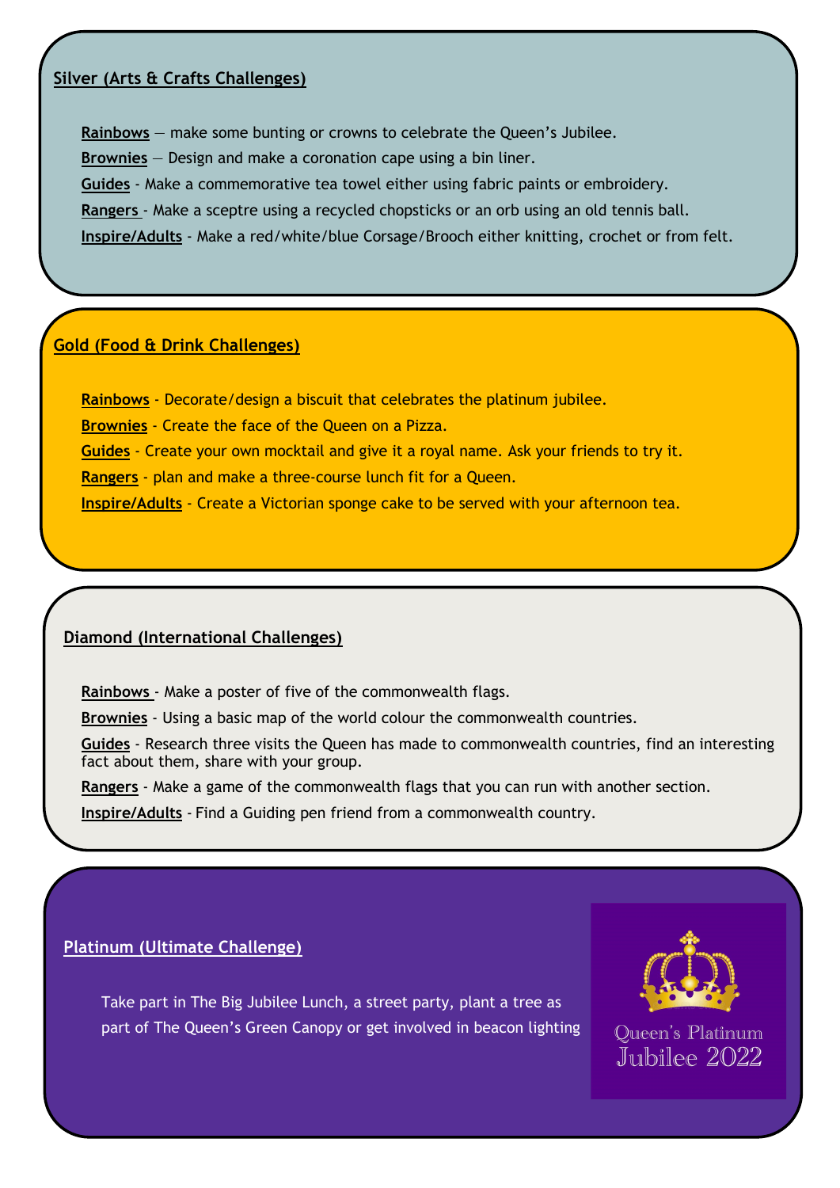## Silver (Arts & Crafts Challenges)

**Rainbows** — make some bunting or crowns to celebrate the Queen's Jubilee.

**Brownies** — Design and make a coronation cape using a bin liner.

**Guides** - Make a commemorative tea towel either using fabric paints or embroidery.

**Rangers** - Make a sceptre using a recycled chopsticks or an orb using an old tennis ball.

**Inspire/Adults** - Make a red/white/blue Corsage/Brooch either knitting, crochet or from felt.

## Gold (Food & Drink Challenges)

**Rainbows** - Decorate/design a biscuit that celebrates the platinum jubilee.

**Brownies** - Create the face of the Queen on a Pizza.

**Guides** - Create your own mocktail and give it a royal name. Ask your friends to try it.

**Rangers** - plan and make a three-course lunch fit for a Queen.

**Inspire/Adults** - Create a Victorian sponge cake to be served with your afternoon tea.

## Diamond (International Challenges)

**Rainbows** - Make a poster of five of the commonwealth flags.

**Brownies** - Using a basic map of the world colour the commonwealth countries.

**Guides** - Research three visits the Queen has made to commonwealth countries, find an interesting fact about them, share with your group.

**Rangers** - Make a game of the commonwealth flags that you can run with another section.

**Inspire/Adults** - Find a Guiding pen friend from a commonwealth country.

## Platinum (Ultimate Challenge)

Take part in The Big Jubilee Lunch, a street party, plant a tree as part of The Queen's Green Canopy or get involved in beacon lighting

Queen's Platinum Jubilee 2022